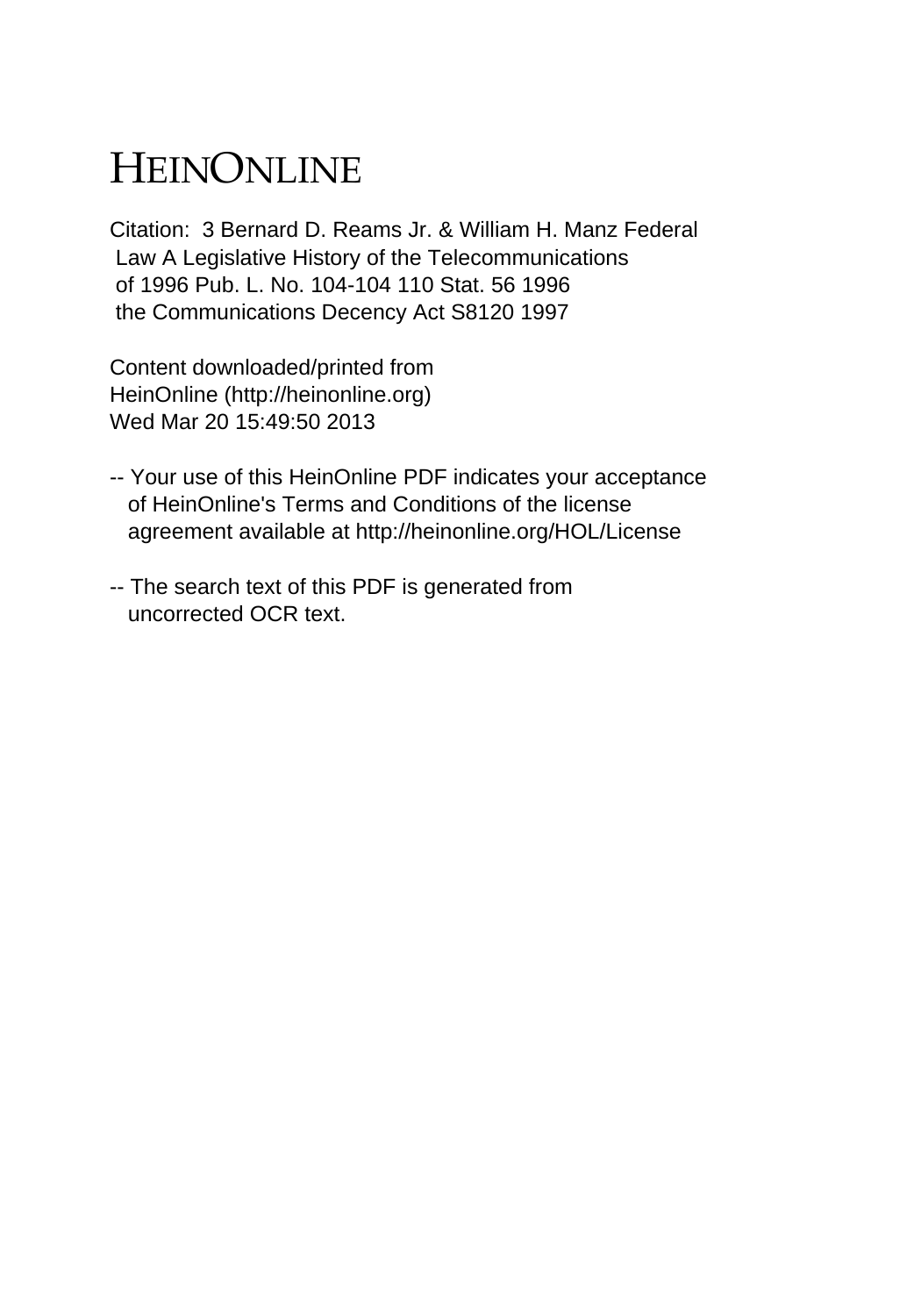# HEINONLINE

Citation: 3 Bernard D. Reams Jr. & William H. Manz Federal Law A Legislative History of the Telecommunications of 1996 Pub. L. No. 104-104 110 Stat. 56 1996 the Communications Decency Act S8120 1997

Content downloaded/printed from HeinOnline (http://heinonline.org) Wed Mar 20 15:49:50 2013

-- Your use of this HeinOnline PDF indicates your acceptance of HeinOnline's Terms and Conditions of the license agreement available at http://heinonline.org/HOL/License

-- The search text of this PDF is generated from uncorrected OCR text.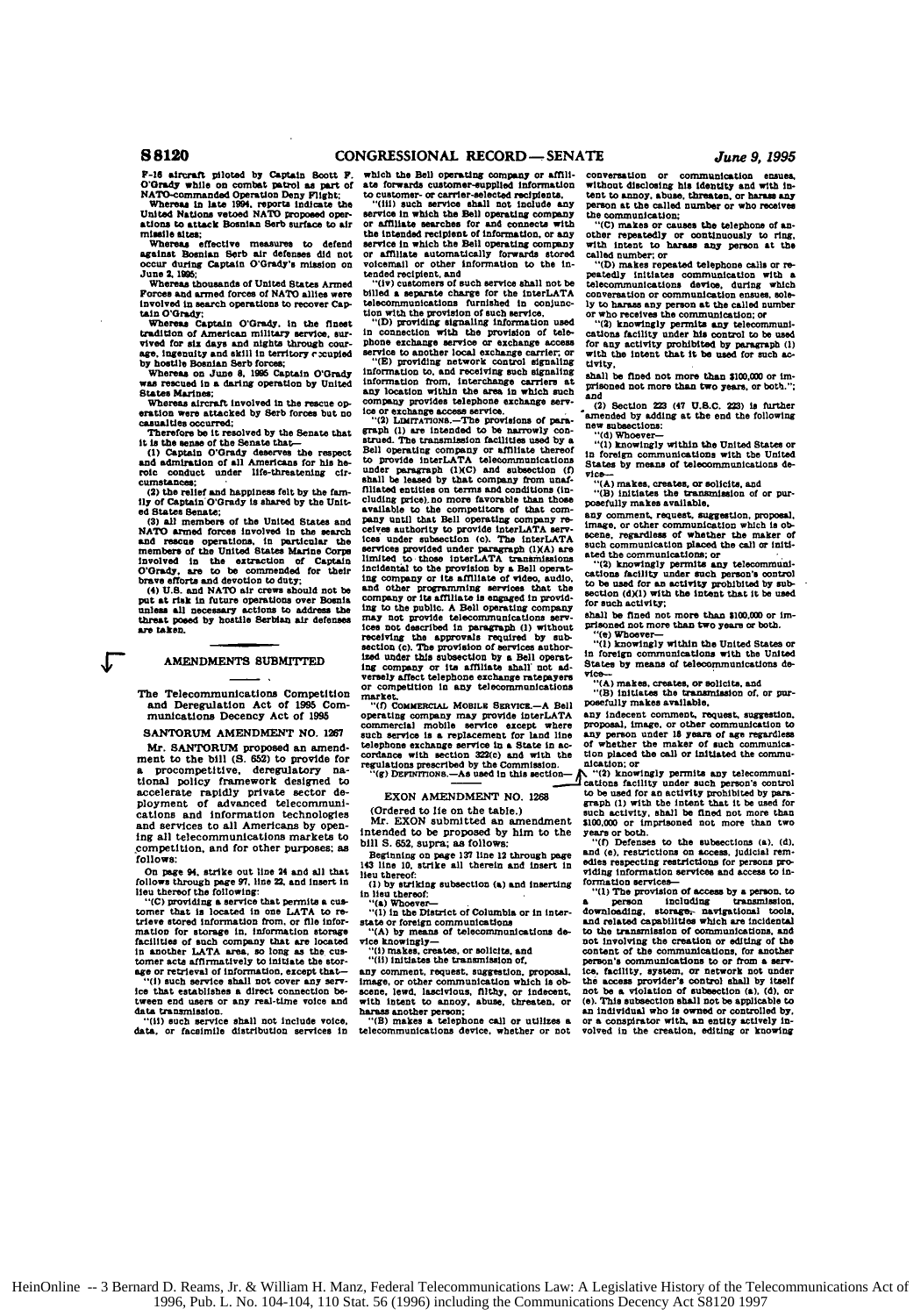F-16 aircraft piloted by Captain Scott F. O'Grady while on combat patrol as part of NATO-commanded Operation Deny Flight;

Whereas in late 1994, reports indicate the United Nations vetoed NATO proposed operations to attack Bosnian Serb surface to air missile sites;

Whereas effective measures to defend against Bosnian Serb air defenses did not occur during Captain O'Grady's mission on June 2, 1995;

Whereas thousands of United States Armed Forces and armed forces of NATO allies were involved in search operations to recover Captain O'Grady;

Whereas Captain O'Grady, in the finest tradition of American military service, survived for six days and nights through courage, ingenuity and skill in territory occupied by hostile Bosnian Serb forces;

Whereas on June 8, 1995 Captain O'Grady was rescued in a daring operation by United States Marines;

Whereas aircraft involved in the rescue operation were attacked by Serb forces but no casualties occurred;

Therefore be it resolved by the Senate that it is the sense of the Senate that—

(1) Captain O'Grady deserves the respect and admiration of all Americans for his heroic conduct under life-threatening circumstances;

(2) the relief and happiness felt by the family of Captain O'Grady is shared by the United States Senate;

(3) all members of the United States and NATO armed forces involved in the search and rescue operations, in particular the members of the United States Marine Corps involved in the extraction of Captain O'Grady, are to be commended for their brave efforts and devotion to duty;

(4) U.S. and NATO air crews should not be put at risk in future operations over Bosnia unless all necessary actions to address the threat posed by hostile Serbian air defenses are taken.

## AMENDMENTS SUBMITTED

### The Telecommunications Competition and Deregulation Act of 1995 Communications Decency Act of 1995

#### SANTORUM AMENDMENT NO. 1267

Mr. SANTORUM proposed an amendment to the bill (S. 652) to provide for a procompetitive, deregulatory national policy framework designed to accelerate rapidly private sector deployment of advanced telecommunications and information technologies and services to all Americans by opening all telecommunications markets to competition, and for other purposes; as follows:

On page 94, strike out line 24 and all that follows through page 97, line 22, and insert in lieu thereof the following:

"(C) providing a service that permits a customer that is located in one LATA to retrieve stored information from, or file information for storage in, information storage facilities of such company that are located in another LATA area, so long as the customer acts affirmatively to initiate the storage or retrieval of information, except that—

"(i) such service shall not cover any service that establishes a direct connection between end users or any real-time voice and data transmission,

"(ii) such service shall not include voice, data, or facsimile distribution services in which the Bell operating company or affiliate forwards customer-supplied information to customer- or carrier-selected recipients,

"(iii) such service shall not include any service in which the Bell operating company or affiliate searches for and connects with the intended recipient of information, or any service in which the Bell operating company or affiliate automatically forwards stored voicemail or other information to the intended recipient, and

"(iv) customers of such service shall not be billed a separate charge for the interLATA telecommunications furnished in conjunction with the provision of such service.

"(D) providing signaling information used in connection with the provision of telephone exchange service or exchange access service to another local exchange carrier; or

"(E) providing network control signaling information to, and receiving such signaling information from, interchange carriers at any location within the area in which such company provides telephone exchange service or exchange access service.

"(2) LIMITATIONS.—The provisions of paragraph (1) are intended to be narrowly construed. The transmission facilities used by a Bell operating company or affiliate thereof to provide interLATA telecommunications under paragraph (1)(C) and subsection (f) shall be leased by that company from unaffiliated entities on terms and conditions (including price) no more favorable than those available to the competitors of that company until that Bell operating company receives authority to provide interLATA services under subsection (c). The interLATA services provided under paragraph (1)(A) are limited to those interLATA transmissions incidental to the provision by a Bell operating company or its affiliate of video, audio, and other programming services that the company or its affiliate is engaged in providing to the public. A Bell operating company may not provide telecommunications services not described in paragraph (1) without receiving the approvals required by subsection (c). The provision of services authorized under this subsection by a Bell operating company or its affiliate shall not adversely affect telephone exchange ratepayers or competition in any telecommunications market.

"(f) COMMERCIAL MOBILE SERVICE.—A Bell operating company may provide interLATA commercial mobile service except where such service is a replacement for land line telephone exchange service in a State in accordance with section 332(c) and with the regulations prescribed by the Commission.

"(g) DEFINITIONS.—As used in this section—

#### EXON AMENDMENT NO. 1268

(Ordered to lie on the table.)

Mr. EXON submitted an amendment intended to be proposed by him to the bill S. 652, supra; as follows:

Beginning on page 137 line 12 through page 143 line 10, strike all therein and insert in lieu thereof:

(1) by striking subsection (a) and inserting in lieu thereof:

"(a) Whoever—

"(1) in the District of Columbia or in interstate or foreign communications

"(A) by means of telecommunications device knowingly—

"(i) makes, creates, or solicits, and

"(ii) initiates the transmission of,

any comment, request, suggestion, proposal, image, or other communication which is obscene, lewd, lascivious, filthy, or indecent, with intent to annoy, abuse, threaten, or harass another person;

"(B) makes a telephone call or utilizes a telecommunications device, whether or not conversation or communication ensues, without disclosing his identity and with intent to annoy, abuse, threaten, or harass any person at the called number or who receives the communication;

"(C) makes or causes the telephone of another repeatedly or continuously to ring, with intent to harass any person at the called number; or

"(D) makes repeated telephone calls or repeatedly initiates communication with a telecommunications device, during which conversation or communication ensues, solely to harass any person at the called number or who receives the communication; or

"(2) knowingly permits any telecommunications facility under his control to be used for any activity prohibited by paragraph (1) with the intent that it be used for such activity,

shall be fined not more than $100,000 or imprisoned not more than two years, or both."; and

(2) Section 223 (47 U.S.C. 223) is further amended by adding at the end the following new subsections:

"(d) Whoever—

"(1) knowingly within the United States or in foreign communications with the United States by means of telecommunications device—

"(A) makes, creates, or solicits, and

"(B) initiates the transmission of or purposefully makes available,

any comment, request, suggestion, proposal, image, or other communication which is obscene, regardless of whether the maker of such communication placed the call or initiated the communications; or

"(2) knowingly permits any telecommunications facility under such person's control to be used for an activity prohibited by subsection (d)(1) with the intent that it be used for such activity;

shall be fined not more than $100,000 or imprisoned not more than two years or both.

"(e) Whoever—

"(1) knowingly within the United States or in foreign communications with the United States by means of telecommunications device—

"(A) makes, creates, or solicits, and

"(B) initiates the transmission of, or purposefully makes available,

any indecent comment, request, suggestion, proposal, image, or other communication to any person under 18 years of age regardless of whether the maker of such communication placed the call or initiated the communication; or

"(2) knowingly permits any telecommunications facility under such person's control to be used for an activity prohibited by paragraph (1) with the intent that it be used for such activity, shall be fined not more than $100,000 or imprisoned not more than two years or both.

"(f) Defenses to the subsections (a), (d), and (e), restrictions on access, judicial remedies respecting restrictions for persons providing information services and access to information services—

"(1) The provision of access by a person, to a person including transmission, downloading, storage, navigational tools, and related capabilities which are incidental to the transmission of communications, and not involving the creation or editing of the content of the communications, for another person's communications to or from a service, facility, system, or network not under the access provider's control shall by itself not be a violation of subsection (a), (d), or (e). This subsection shall not be applicable to an individual who is owned or controlled by, or a conspirator with, an entity actively involved in the creation, editing or knowing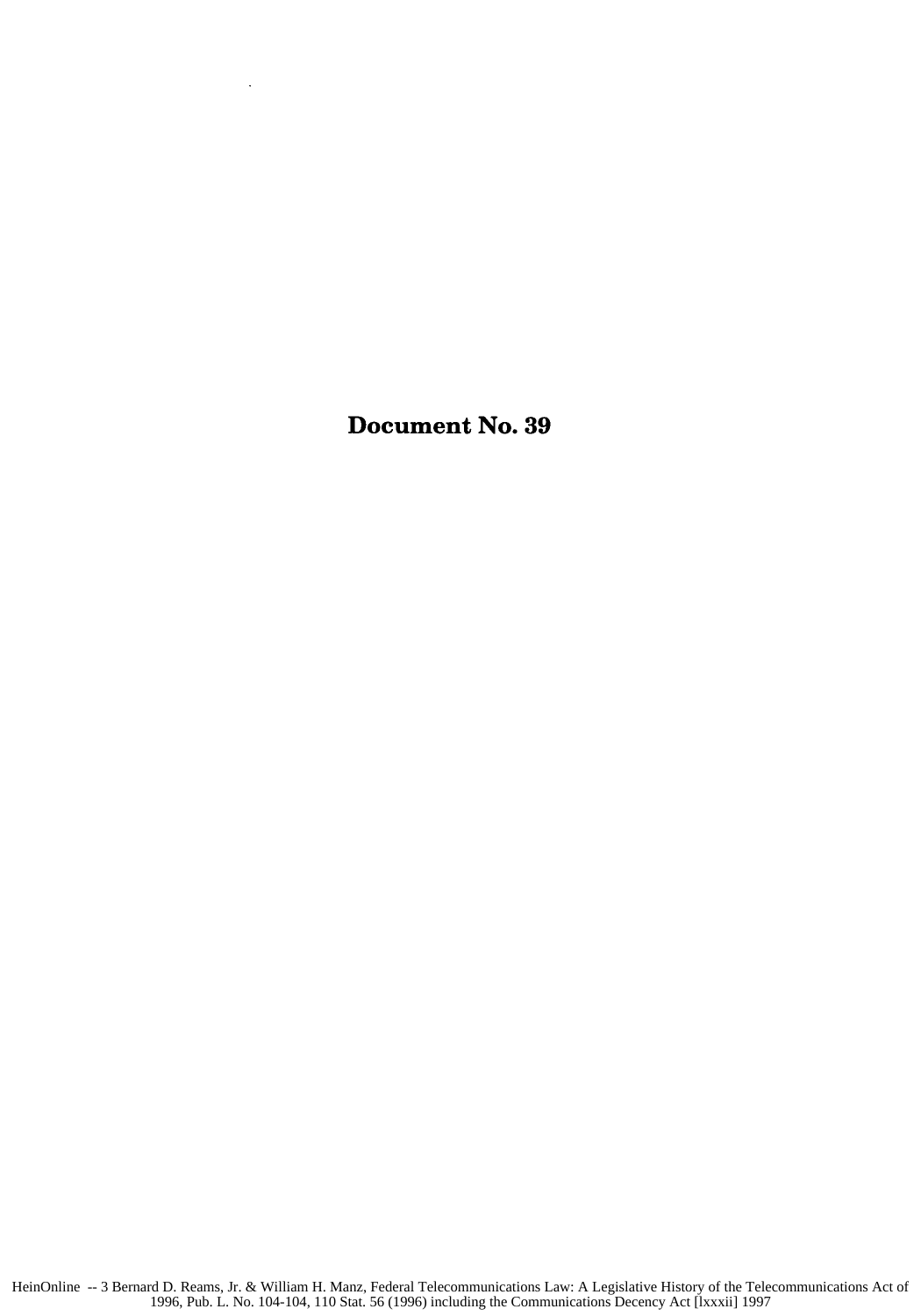# Document No. 39